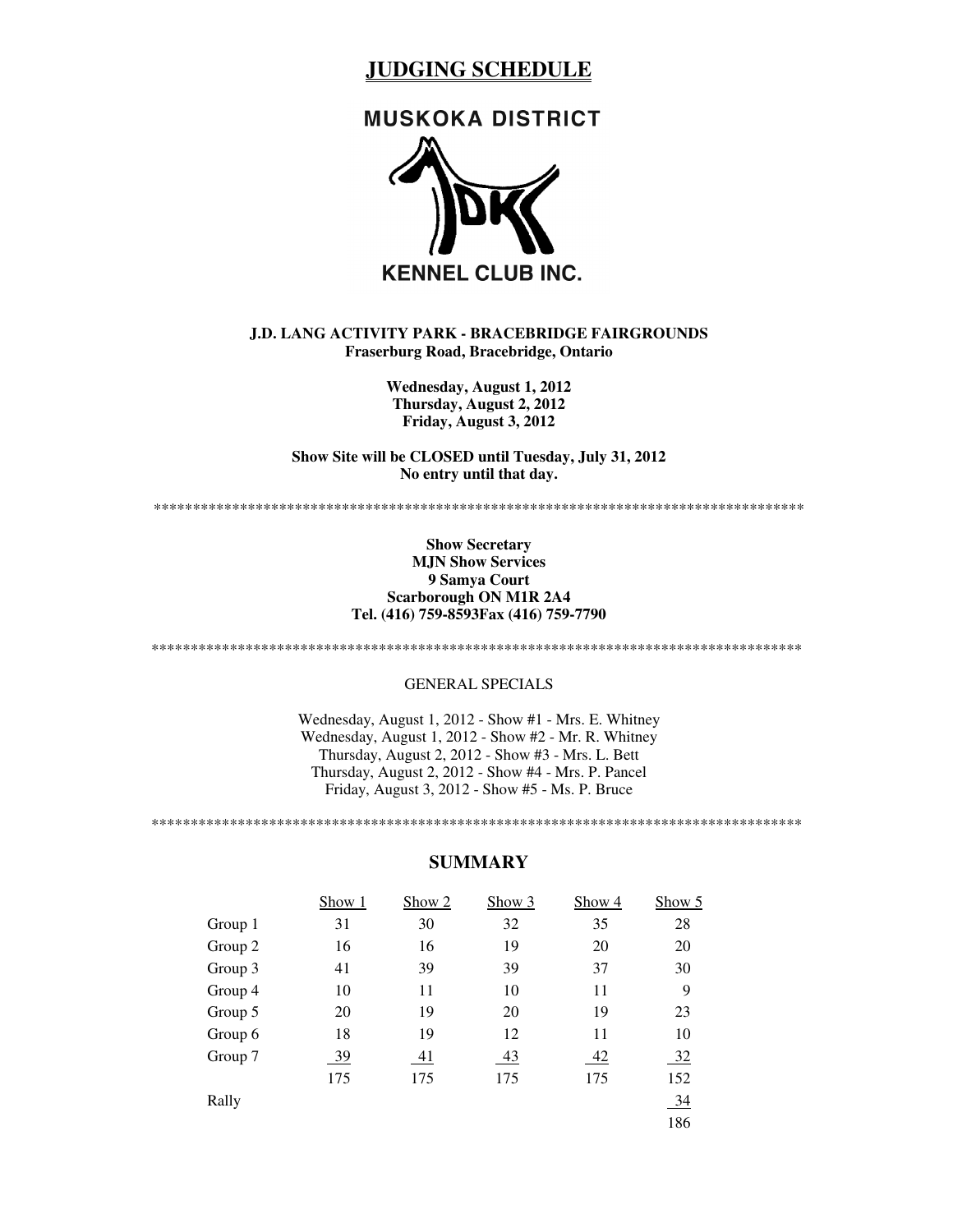# JUDGING SCHEDULE

**MUSKOKA DISTRICT**

**KENNEL CLUB INC.**

**J.D. LANG ACTIVITY PARK - BRACEBRIDGE FAIRGROUNDS**
**Fraserburg Road, Bracebridge, Ontario**

**Wednesday, August 1, 2012**
**Thursday, August 2, 2012**
**Friday, August 3, 2012**

**Show Site will be CLOSED until Tuesday, July 31, 2012**
**No entry until that day.**

*************************************************************************************

**Show Secretary**
**MJN Show Services**
**9 Samya Court**
**Scarborough ON M1R 2A4**
**Tel. (416) 759-8593Fax (416) 759-7790**

*************************************************************************************

GENERAL SPECIALS

Wednesday, August 1, 2012 - Show #1 - Mrs. E. Whitney
Wednesday, August 1, 2012 - Show #2 - Mr. R. Whitney
Thursday, August 2, 2012 - Show #3 - Mrs. L. Bett
Thursday, August 2, 2012 - Show #4 - Mrs. P. Pancel
Friday, August 3, 2012 - Show #5 - Ms. P. Bruce

*************************************************************************************

## SUMMARY

| | Show 1 | Show 2 | Show 3 | Show 4 | Show 5 |
|---|---|---|---|---|---|
| Group 1 | 31 | 30 | 32 | 35 | 28 |
| Group 2 | 16 | 16 | 19 | 20 | 20 |
| Group 3 | 41 | 39 | 39 | 37 | 30 |
| Group 4 | 10 | 11 | 10 | 11 | 9 |
| Group 5 | 20 | 19 | 20 | 19 | 23 |
| Group 6 | 18 | 19 | 12 | 11 | 10 |
| Group 7 | 39 | 41 | 43 | 42 | 32 |
| | 175 | 175 | 175 | 175 | 152 |
| Rally | | | | | 34 |
| | | | | | 186 |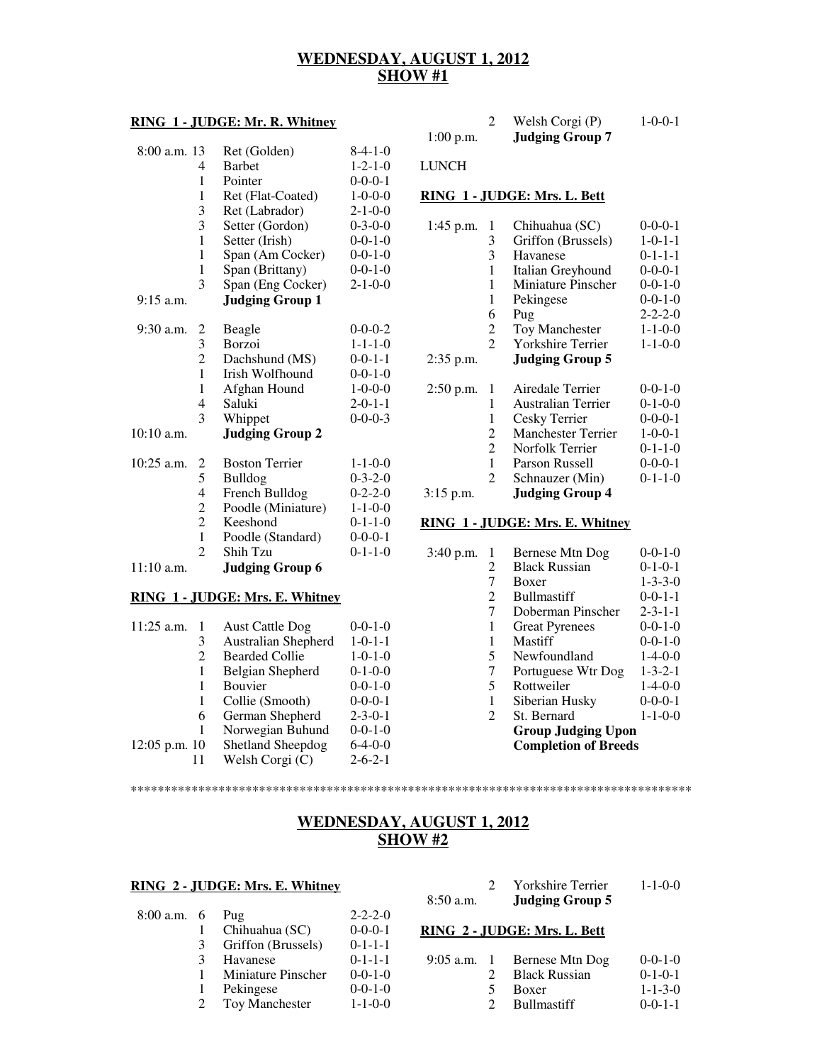## WEDNESDAY, AUGUST 1, 2012
## SHOW #1

**RING 1 - JUDGE: Mr. R. Whitney**

| Time | # | Breed | Entries |
|---|---|---|---|
| 8:00 a.m. | 13 | Ret (Golden) | 8-4-1-0 |
| | 4 | Barbet | 1-2-1-0 |
| | 1 | Pointer | 0-0-0-1 |
| | 1 | Ret (Flat-Coated) | 1-0-0-0 |
| | 3 | Ret (Labrador) | 2-1-0-0 |
| | 3 | Setter (Gordon) | 0-3-0-0 |
| | 1 | Setter (Irish) | 0-0-1-0 |
| | 1 | Span (Am Cocker) | 0-0-1-0 |
| | 1 | Span (Brittany) | 0-0-1-0 |
| | 3 | Span (Eng Cocker) | 2-1-0-0 |
| 9:15 a.m. | | **Judging Group 1** | |
| 9:30 a.m. | 2 | Beagle | 0-0-0-2 |
| | 3 | Borzoi | 1-1-1-0 |
| | 2 | Dachshund (MS) | 0-0-1-1 |
| | 1 | Irish Wolfhound | 0-0-1-0 |
| | 1 | Afghan Hound | 1-0-0-0 |
| | 4 | Saluki | 2-0-1-1 |
| | 3 | Whippet | 0-0-0-3 |
| 10:10 a.m. | | **Judging Group 2** | |
| 10:25 a.m. | 2 | Boston Terrier | 1-1-0-0 |
| | 5 | Bulldog | 0-3-2-0 |
| | 4 | French Bulldog | 0-2-2-0 |
| | 2 | Poodle (Miniature) | 1-1-0-0 |
| | 2 | Keeshond | 0-1-1-0 |
| | 1 | Poodle (Standard) | 0-0-0-1 |
| | 2 | Shih Tzu | 0-1-1-0 |
| 11:10 a.m. | | **Judging Group 6** | |

**RING 1 - JUDGE: Mrs. E. Whitney**

| Time | # | Breed | Entries |
|---|---|---|---|
| 11:25 a.m. | 1 | Aust Cattle Dog | 0-0-1-0 |
| | 3 | Australian Shepherd | 1-0-1-1 |
| | 2 | Bearded Collie | 1-0-1-0 |
| | 1 | Belgian Shepherd | 0-1-0-0 |
| | 1 | Bouvier | 0-0-1-0 |
| | 1 | Collie (Smooth) | 0-0-0-1 |
| | 6 | German Shepherd | 2-3-0-1 |
| | 1 | Norwegian Buhund | 0-0-1-0 |
| 12:05 p.m. | 10 | Shetland Sheepdog | 6-4-0-0 |
| | 11 | Welsh Corgi (C) | 2-6-2-1 |
| | 2 | Welsh Corgi (P) | 1-0-0-1 |
| 1:00 p.m. | | **Judging Group 7** | |

LUNCH

**RING 1 - JUDGE: Mrs. L. Bett**

| Time | # | Breed | Entries |
|---|---|---|---|
| 1:45 p.m. | 1 | Chihuahua (SC) | 0-0-0-1 |
| | 3 | Griffon (Brussels) | 1-0-1-1 |
| | 3 | Havanese | 0-1-1-1 |
| | 1 | Italian Greyhound | 0-0-0-1 |
| | 1 | Miniature Pinscher | 0-0-1-0 |
| | 1 | Pekingese | 0-0-1-0 |
| | 6 | Pug | 2-2-2-0 |
| | 2 | Toy Manchester | 1-1-0-0 |
| | 2 | Yorkshire Terrier | 1-1-0-0 |
| 2:35 p.m. | | **Judging Group 5** | |
| 2:50 p.m. | 1 | Airedale Terrier | 0-0-1-0 |
| | 1 | Australian Terrier | 0-1-0-0 |
| | 1 | Cesky Terrier | 0-0-0-1 |
| | 2 | Manchester Terrier | 1-0-0-1 |
| | 2 | Norfolk Terrier | 0-1-1-0 |
| | 1 | Parson Russell | 0-0-0-1 |
| | 2 | Schnauzer (Min) | 0-1-1-0 |
| 3:15 p.m. | | **Judging Group 4** | |

**RING 1 - JUDGE: Mrs. E. Whitney**

| Time | # | Breed | Entries |
|---|---|---|---|
| 3:40 p.m. | 1 | Bernese Mtn Dog | 0-0-1-0 |
| | 2 | Black Russian | 0-1-0-1 |
| | 7 | Boxer | 1-3-3-0 |
| | 2 | Bullmastiff | 0-0-1-1 |
| | 7 | Doberman Pinscher | 2-3-1-1 |
| | 1 | Great Pyrenees | 0-0-1-0 |
| | 1 | Mastiff | 0-0-1-0 |
| | 5 | Newfoundland | 1-4-0-0 |
| | 7 | Portuguese Wtr Dog | 1-3-2-1 |
| | 5 | Rottweiler | 1-4-0-0 |
| | 1 | Siberian Husky | 0-0-0-1 |
| | 2 | St. Bernard | 1-1-0-0 |
| | | **Group Judging Upon Completion of Breeds** | |

\*\*\*\*\*\*\*\*\*\*\*\*\*\*\*\*\*\*\*\*\*\*\*\*\*\*\*\*\*\*\*\*\*\*\*\*\*\*\*\*\*\*\*\*\*\*\*\*\*\*\*\*\*\*\*\*\*\*\*\*\*\*\*\*\*\*\*\*\*\*\*\*\*\*\*\*\*\*\*\*\*\*\*\*

## WEDNESDAY, AUGUST 1, 2012
## SHOW #2

**RING 2 - JUDGE: Mrs. E. Whitney**

| Time | # | Breed | Entries |
|---|---|---|---|
| 8:00 a.m. | 6 | Pug | 2-2-2-0 |
| | 1 | Chihuahua (SC) | 0-0-0-1 |
| | 3 | Griffon (Brussels) | 0-1-1-1 |
| | 3 | Havanese | 0-1-1-1 |
| | 1 | Miniature Pinscher | 0-0-1-0 |
| | 1 | Pekingese | 0-0-1-0 |
| | 2 | Toy Manchester | 1-1-0-0 |
| | 2 | Yorkshire Terrier | 1-1-0-0 |
| 8:50 a.m. | | **Judging Group 5** | |

**RING 2 - JUDGE: Mrs. L. Bett**

| Time | # | Breed | Entries |
|---|---|---|---|
| 9:05 a.m. | 1 | Bernese Mtn Dog | 0-0-1-0 |
| | 2 | Black Russian | 0-1-0-1 |
| | 5 | Boxer | 1-1-3-0 |
| | 2 | Bullmastiff | 0-0-1-1 |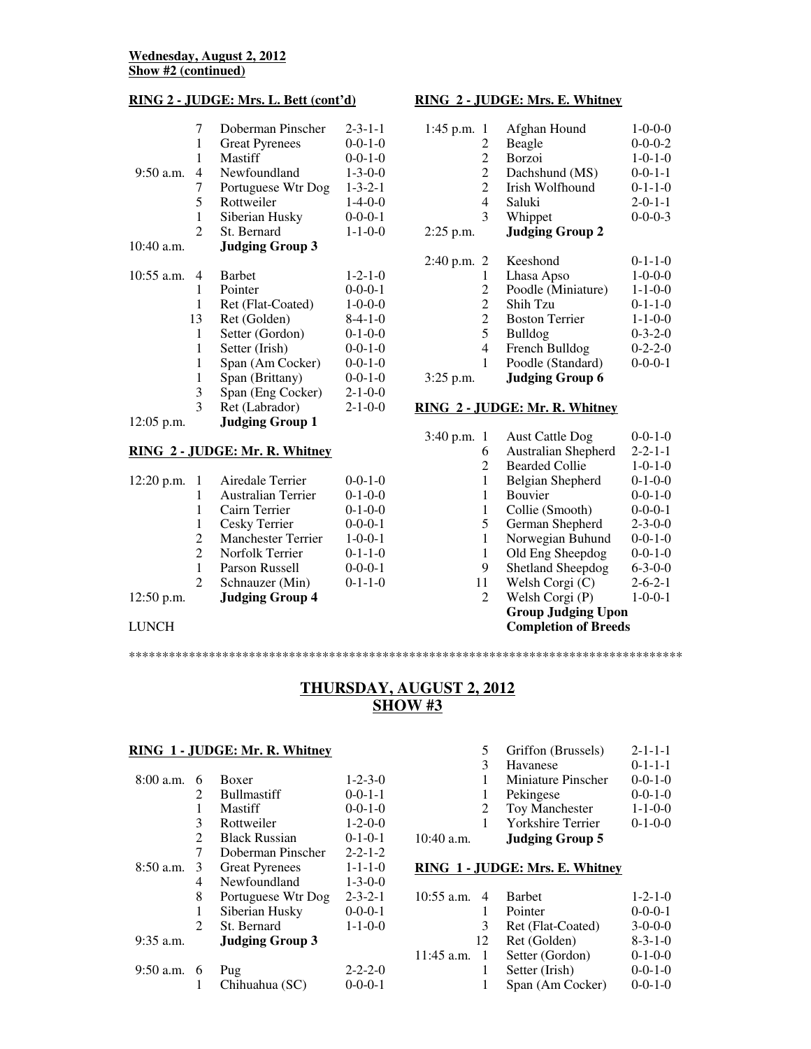**Wednesday, August 2, 2012**
**Show #2 (continued)**

**RING 2 - JUDGE: Mrs. L. Bett (cont'd)**

| Time | No. | Breed | Record |
|---|---|---|---|
| | 7 | Doberman Pinscher | 2-3-1-1 |
| | 1 | Great Pyrenees | 0-0-1-0 |
| | 1 | Mastiff | 0-0-1-0 |
| 9:50 a.m. | 4 | Newfoundland | 1-3-0-0 |
| | 7 | Portuguese Wtr Dog | 1-3-2-1 |
| | 5 | Rottweiler | 1-4-0-0 |
| | 1 | Siberian Husky | 0-0-0-1 |
| | 2 | St. Bernard | 1-1-0-0 |
| 10:40 a.m. | | **Judging Group 3** | |
| 10:55 a.m. | 4 | Barbet | 1-2-1-0 |
| | 1 | Pointer | 0-0-0-1 |
| | 1 | Ret (Flat-Coated) | 1-0-0-0 |
| | 13 | Ret (Golden) | 8-4-1-0 |
| | 1 | Setter (Gordon) | 0-1-0-0 |
| | 1 | Setter (Irish) | 0-0-1-0 |
| | 1 | Span (Am Cocker) | 0-0-1-0 |
| | 1 | Span (Brittany) | 0-0-1-0 |
| | 3 | Span (Eng Cocker) | 2-1-0-0 |
| | 3 | Ret (Labrador) | 2-1-0-0 |
| 12:05 p.m. | | **Judging Group 1** | |

**RING 2 - JUDGE: Mr. R. Whitney**

| Time | No. | Breed | Record |
|---|---|---|---|
| 12:20 p.m. | 1 | Airedale Terrier | 0-0-1-0 |
| | 1 | Australian Terrier | 0-1-0-0 |
| | 1 | Cairn Terrier | 0-1-0-0 |
| | 1 | Cesky Terrier | 0-0-0-1 |
| | 2 | Manchester Terrier | 1-0-0-1 |
| | 2 | Norfolk Terrier | 0-1-1-0 |
| | 1 | Parson Russell | 0-0-0-1 |
| | 2 | Schnauzer (Min) | 0-1-1-0 |
| 12:50 p.m. | | **Judging Group 4** | |

LUNCH

**RING 2 - JUDGE: Mrs. E. Whitney**

| Time | No. | Breed | Record |
|---|---|---|---|
| 1:45 p.m. | 1 | Afghan Hound | 1-0-0-0 |
| | 2 | Beagle | 0-0-0-2 |
| | 2 | Borzoi | 1-0-1-0 |
| | 2 | Dachshund (MS) | 0-0-1-1 |
| | 2 | Irish Wolfhound | 0-1-1-0 |
| | 4 | Saluki | 2-0-1-1 |
| | 3 | Whippet | 0-0-0-3 |
| 2:25 p.m. | | **Judging Group 2** | |
| 2:40 p.m. | 2 | Keeshond | 0-1-1-0 |
| | 1 | Lhasa Apso | 1-0-0-0 |
| | 2 | Poodle (Miniature) | 1-1-0-0 |
| | 2 | Shih Tzu | 0-1-1-0 |
| | 2 | Boston Terrier | 1-1-0-0 |
| | 5 | Bulldog | 0-3-2-0 |
| | 4 | French Bulldog | 0-2-2-0 |
| | 1 | Poodle (Standard) | 0-0-0-1 |
| 3:25 p.m. | | **Judging Group 6** | |

**RING 2 - JUDGE: Mr. R. Whitney**

| Time | No. | Breed | Record |
|---|---|---|---|
| 3:40 p.m. | 1 | Aust Cattle Dog | 0-0-1-0 |
| | 6 | Australian Shepherd | 2-2-1-1 |
| | 2 | Bearded Collie | 1-0-1-0 |
| | 1 | Belgian Shepherd | 0-1-0-0 |
| | 1 | Bouvier | 0-0-1-0 |
| | 1 | Collie (Smooth) | 0-0-0-1 |
| | 5 | German Shepherd | 2-3-0-0 |
| | 1 | Norwegian Buhund | 0-0-1-0 |
| | 1 | Old Eng Sheepdog | 0-0-1-0 |
| | 9 | Shetland Sheepdog | 6-3-0-0 |
| | 11 | Welsh Corgi (C) | 2-6-2-1 |
| | 2 | Welsh Corgi (P) | 1-0-0-1 |
| | | **Group Judging Upon Completion of Breeds** | |

************************************************************************************

## THURSDAY, AUGUST 2, 2012
## SHOW #3

**RING 1 - JUDGE: Mr. R. Whitney**

| Time | No. | Breed | Record |
|---|---|---|---|
| 8:00 a.m. | 6 | Boxer | 1-2-3-0 |
| | 2 | Bullmastiff | 0-0-1-1 |
| | 1 | Mastiff | 0-0-1-0 |
| | 3 | Rottweiler | 1-2-0-0 |
| | 2 | Black Russian | 0-1-0-1 |
| | 7 | Doberman Pinscher | 2-2-1-2 |
| 8:50 a.m. | 3 | Great Pyrenees | 1-1-1-0 |
| | 4 | Newfoundland | 1-3-0-0 |
| | 8 | Portuguese Wtr Dog | 2-3-2-1 |
| | 1 | Siberian Husky | 0-0-0-1 |
| | 2 | St. Bernard | 1-1-0-0 |
| 9:35 a.m. | | **Judging Group 3** | |
| 9:50 a.m. | 6 | Pug | 2-2-2-0 |
| | 1 | Chihuahua (SC) | 0-0-0-1 |
| | 5 | Griffon (Brussels) | 2-1-1-1 |
| | 3 | Havanese | 0-1-1-1 |
| | 1 | Miniature Pinscher | 0-0-1-0 |
| | 1 | Pekingese | 0-0-1-0 |
| | 2 | Toy Manchester | 1-1-0-0 |
| | 1 | Yorkshire Terrier | 0-1-0-0 |
| 10:40 a.m. | | **Judging Group 5** | |

**RING 1 - JUDGE: Mrs. E. Whitney**

| Time | No. | Breed | Record |
|---|---|---|---|
| 10:55 a.m. | 4 | Barbet | 1-2-1-0 |
| | 1 | Pointer | 0-0-0-1 |
| | 3 | Ret (Flat-Coated) | 3-0-0-0 |
| | 12 | Ret (Golden) | 8-3-1-0 |
| 11:45 a.m. | 1 | Setter (Gordon) | 0-1-0-0 |
| | 1 | Setter (Irish) | 0-0-1-0 |
| | 1 | Span (Am Cocker) | 0-0-1-0 |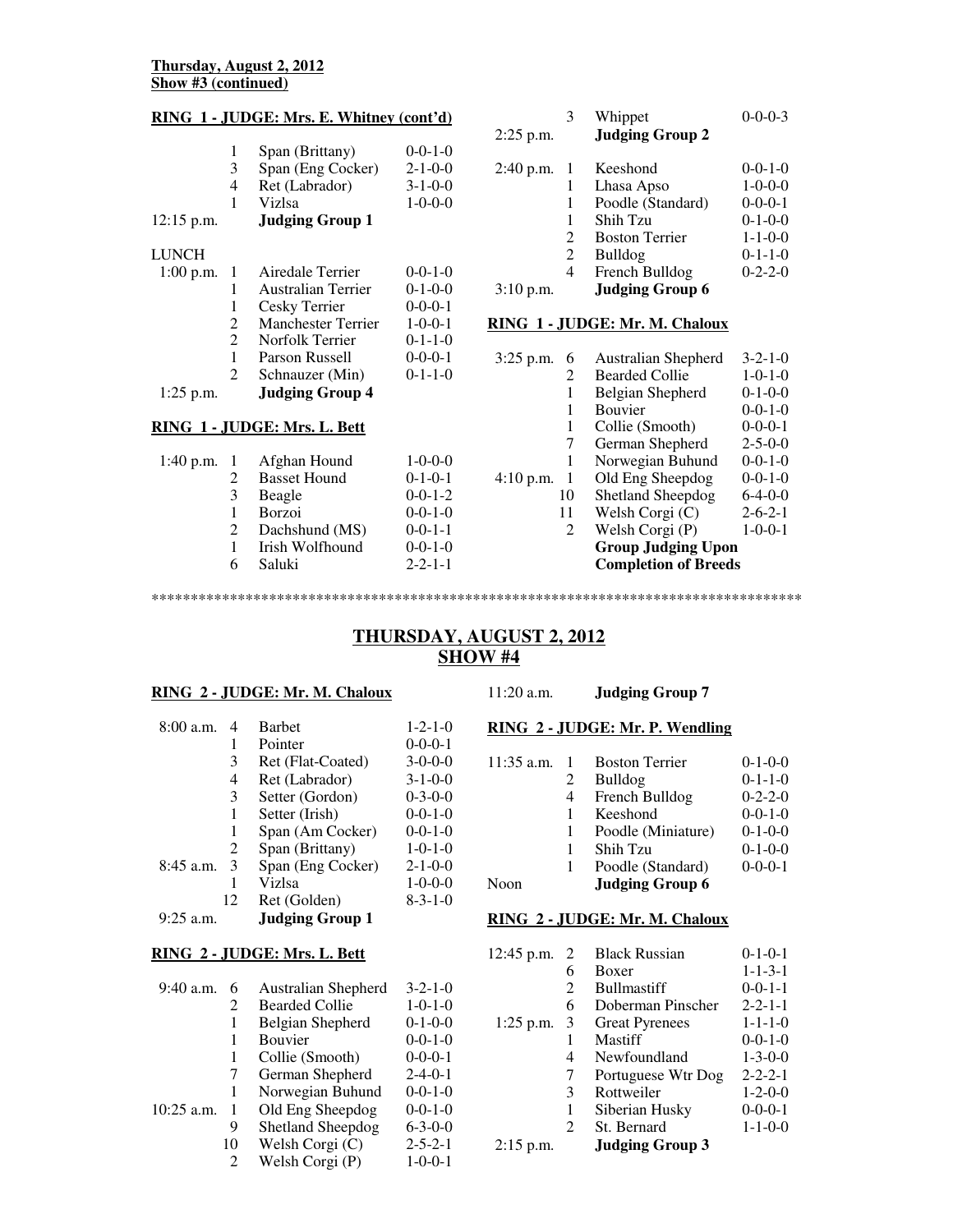**Thursday, August 2, 2012**
**Show #3 (continued)**

**RING 1 - JUDGE: Mrs. E. Whitney (cont'd)**

| Time | Entries | Breed | Count |
|---|---|---|---|
| | 1 | Span (Brittany) | 0-0-1-0 |
| | 3 | Span (Eng Cocker) | 2-1-0-0 |
| | 4 | Ret (Labrador) | 3-1-0-0 |
| | 1 | Vizlsa | 1-0-0-0 |
| 12:15 p.m. | | **Judging Group 1** | |

LUNCH

| Time | Entries | Breed | Count |
|---|---|---|---|
| 1:00 p.m. | 1 | Airedale Terrier | 0-0-1-0 |
| | 1 | Australian Terrier | 0-1-0-0 |
| | 1 | Cesky Terrier | 0-0-0-1 |
| | 2 | Manchester Terrier | 1-0-0-1 |
| | 2 | Norfolk Terrier | 0-1-1-0 |
| | 1 | Parson Russell | 0-0-0-1 |
| | 2 | Schnauzer (Min) | 0-1-1-0 |
| 1:25 p.m. | | **Judging Group 4** | |

**RING 1 - JUDGE: Mrs. L. Bett**

| Time | Entries | Breed | Count |
|---|---|---|---|
| 1:40 p.m. | 1 | Afghan Hound | 1-0-0-0 |
| | 2 | Basset Hound | 0-1-0-1 |
| | 3 | Beagle | 0-0-1-2 |
| | 1 | Borzoi | 0-0-1-0 |
| | 2 | Dachshund (MS) | 0-0-1-1 |
| | 1 | Irish Wolfhound | 0-0-1-0 |
| | 6 | Saluki | 2-2-1-1 |
| | 3 | Whippet | 0-0-0-3 |
| 2:25 p.m. | | **Judging Group 2** | |
| 2:40 p.m. | 1 | Keeshond | 0-0-1-0 |
| | 1 | Lhasa Apso | 1-0-0-0 |
| | 1 | Poodle (Standard) | 0-0-0-1 |
| | 1 | Shih Tzu | 0-1-0-0 |
| | 2 | Boston Terrier | 1-1-0-0 |
| | 2 | Bulldog | 0-1-1-0 |
| | 4 | French Bulldog | 0-2-2-0 |
| 3:10 p.m. | | **Judging Group 6** | |

**RING 1 - JUDGE: Mr. M. Chaloux**

| Time | Entries | Breed | Count |
|---|---|---|---|
| 3:25 p.m. | 6 | Australian Shepherd | 3-2-1-0 |
| | 2 | Bearded Collie | 1-0-1-0 |
| | 1 | Belgian Shepherd | 0-1-0-0 |
| | 1 | Bouvier | 0-0-1-0 |
| | 1 | Collie (Smooth) | 0-0-0-1 |
| | 7 | German Shepherd | 2-5-0-0 |
| | 1 | Norwegian Buhund | 0-0-1-0 |
| 4:10 p.m. | 1 | Old Eng Sheepdog | 0-0-1-0 |
| | 10 | Shetland Sheepdog | 6-4-0-0 |
| | 11 | Welsh Corgi (C) | 2-6-2-1 |
| | 2 | Welsh Corgi (P) | 1-0-0-1 |
| | | **Group Judging Upon Completion of Breeds** | |

*************************************************************************************

## THURSDAY, AUGUST 2, 2012
## SHOW #4

**RING 2 - JUDGE: Mr. M. Chaloux**

| Time | Entries | Breed | Count |
|---|---|---|---|
| 8:00 a.m. | 4 | Barbet | 1-2-1-0 |
| | 1 | Pointer | 0-0-0-1 |
| | 3 | Ret (Flat-Coated) | 3-0-0-0 |
| | 4 | Ret (Labrador) | 3-1-0-0 |
| | 3 | Setter (Gordon) | 0-3-0-0 |
| | 1 | Setter (Irish) | 0-0-1-0 |
| | 1 | Span (Am Cocker) | 0-0-1-0 |
| | 2 | Span (Brittany) | 1-0-1-0 |
| 8:45 a.m. | 3 | Span (Eng Cocker) | 2-1-0-0 |
| | 1 | Vizlsa | 1-0-0-0 |
| | 12 | Ret (Golden) | 8-3-1-0 |
| 9:25 a.m. | | **Judging Group 1** | |

**RING 2 - JUDGE: Mrs. L. Bett**

| Time | Entries | Breed | Count |
|---|---|---|---|
| 9:40 a.m. | 6 | Australian Shepherd | 3-2-1-0 |
| | 2 | Bearded Collie | 1-0-1-0 |
| | 1 | Belgian Shepherd | 0-1-0-0 |
| | 1 | Bouvier | 0-0-1-0 |
| | 1 | Collie (Smooth) | 0-0-0-1 |
| | 7 | German Shepherd | 2-4-0-1 |
| | 1 | Norwegian Buhund | 0-0-1-0 |
| 10:25 a.m. | 1 | Old Eng Sheepdog | 0-0-1-0 |
| | 9 | Shetland Sheepdog | 6-3-0-0 |
| | 10 | Welsh Corgi (C) | 2-5-2-1 |
| | 2 | Welsh Corgi (P) | 1-0-0-1 |
| 11:20 a.m. | | **Judging Group 7** | |

**RING 2 - JUDGE: Mr. P. Wendling**

| Time | Entries | Breed | Count |
|---|---|---|---|
| 11:35 a.m. | 1 | Boston Terrier | 0-1-0-0 |
| | 2 | Bulldog | 0-1-1-0 |
| | 4 | French Bulldog | 0-2-2-0 |
| | 1 | Keeshond | 0-0-1-0 |
| | 1 | Poodle (Miniature) | 0-1-0-0 |
| | 1 | Shih Tzu | 0-1-0-0 |
| | 1 | Poodle (Standard) | 0-0-0-1 |
| Noon | | **Judging Group 6** | |

**RING 2 - JUDGE: Mr. M. Chaloux**

| Time | Entries | Breed | Count |
|---|---|---|---|
| 12:45 p.m. | 2 | Black Russian | 0-1-0-1 |
| | 6 | Boxer | 1-1-3-1 |
| | 2 | Bullmastiff | 0-0-1-1 |
| | 6 | Doberman Pinscher | 2-2-1-1 |
| 1:25 p.m. | 3 | Great Pyrenees | 1-1-1-0 |
| | 1 | Mastiff | 0-0-1-0 |
| | 4 | Newfoundland | 1-3-0-0 |
| | 7 | Portuguese Wtr Dog | 2-2-2-1 |
| | 3 | Rottweiler | 1-2-0-0 |
| | 1 | Siberian Husky | 0-0-0-1 |
| | 2 | St. Bernard | 1-1-0-0 |
| 2:15 p.m. | | **Judging Group 3** | |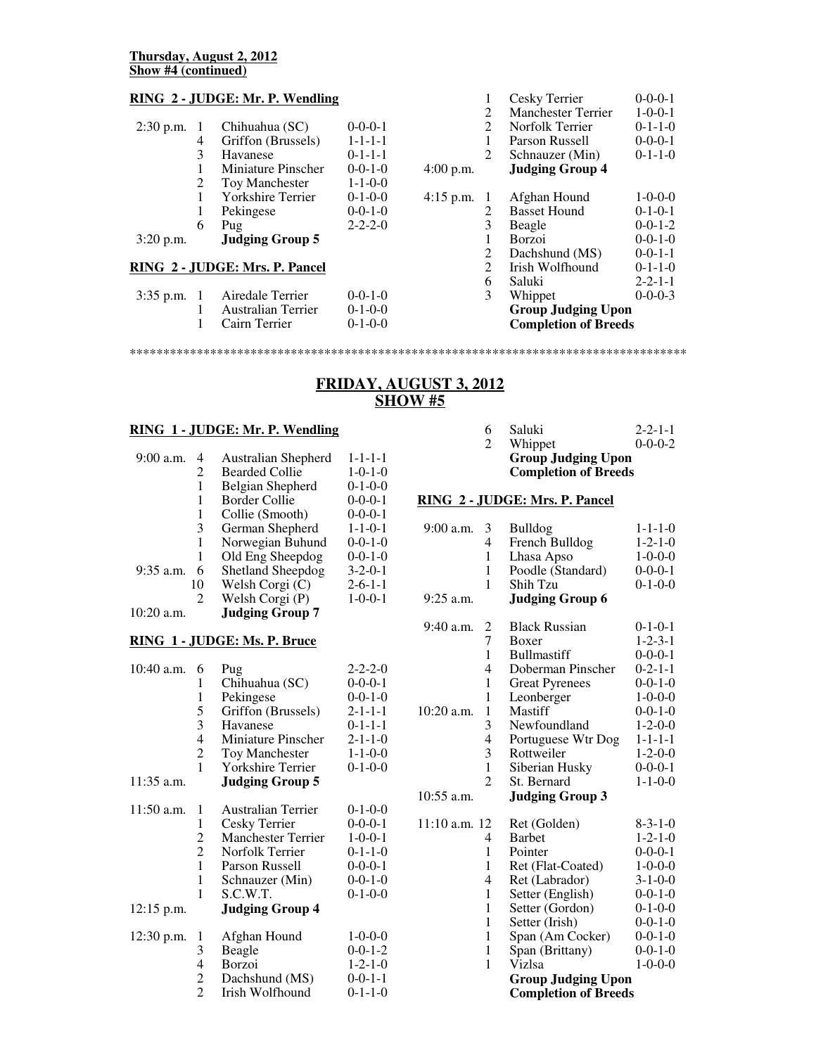**Thursday, August 2, 2012**
**Show #4 (continued)**

**RING 2 - JUDGE: Mr. P. Wendling**

| Time | # | Breed | Entries |
|---|---|---|---|
| 2:30 p.m. | 1 | Chihuahua (SC) | 0-0-0-1 |
| | 4 | Griffon (Brussels) | 1-1-1-1 |
| | 3 | Havanese | 0-1-1-1 |
| | 1 | Miniature Pinscher | 0-0-1-0 |
| | 2 | Toy Manchester | 1-1-0-0 |
| | 1 | Yorkshire Terrier | 0-1-0-0 |
| | 1 | Pekingese | 0-0-1-0 |
| | 6 | Pug | 2-2-2-0 |
| 3:20 p.m. | | **Judging Group 5** | |

**RING 2 - JUDGE: Mrs. P. Pancel**

| Time | # | Breed | Entries |
|---|---|---|---|
| 3:35 p.m. | 1 | Airedale Terrier | 0-0-1-0 |
| | 1 | Australian Terrier | 0-1-0-0 |
| | 1 | Cairn Terrier | 0-1-0-0 |
| | 1 | Cesky Terrier | 0-0-0-1 |
| | 2 | Manchester Terrier | 1-0-0-1 |
| | 2 | Norfolk Terrier | 0-1-1-0 |
| | 1 | Parson Russell | 0-0-0-1 |
| | 2 | Schnauzer (Min) | 0-1-1-0 |
| 4:00 p.m. | | **Judging Group 4** | |
| 4:15 p.m. | 1 | Afghan Hound | 1-0-0-0 |
| | 2 | Basset Hound | 0-1-0-1 |
| | 3 | Beagle | 0-0-1-2 |
| | 1 | Borzoi | 0-0-1-0 |
| | 2 | Dachshund (MS) | 0-0-1-1 |
| | 2 | Irish Wolfhound | 0-1-1-0 |
| | 6 | Saluki | 2-2-1-1 |
| | 3 | Whippet | 0-0-0-3 |
| | | **Group Judging Upon Completion of Breeds** | |

************************************************************************************

## FRIDAY, AUGUST 3, 2012
## SHOW #5

**RING 1 - JUDGE: Mr. P. Wendling**

| Time | # | Breed | Entries |
|---|---|---|---|
| 9:00 a.m. | 4 | Australian Shepherd | 1-1-1-1 |
| | 2 | Bearded Collie | 1-0-1-0 |
| | 1 | Belgian Shepherd | 0-1-0-0 |
| | 1 | Border Collie | 0-0-0-1 |
| | 1 | Collie (Smooth) | 0-0-0-1 |
| | 3 | German Shepherd | 1-1-0-1 |
| | 1 | Norwegian Buhund | 0-0-1-0 |
| | 1 | Old Eng Sheepdog | 0-0-1-0 |
| 9:35 a.m. | 6 | Shetland Sheepdog | 3-2-0-1 |
| | 10 | Welsh Corgi (C) | 2-6-1-1 |
| | 2 | Welsh Corgi (P) | 1-0-0-1 |
| 10:20 a.m. | | **Judging Group 7** | |

**RING 1 - JUDGE: Ms. P. Bruce**

| Time | # | Breed | Entries |
|---|---|---|---|
| 10:40 a.m. | 6 | Pug | 2-2-2-0 |
| | 1 | Chihuahua (SC) | 0-0-0-1 |
| | 1 | Pekingese | 0-0-1-0 |
| | 5 | Griffon (Brussels) | 2-1-1-1 |
| | 3 | Havanese | 0-1-1-1 |
| | 4 | Miniature Pinscher | 2-1-1-0 |
| | 2 | Toy Manchester | 1-1-0-0 |
| | 1 | Yorkshire Terrier | 0-1-0-0 |
| 11:35 a.m. | | **Judging Group 5** | |
| 11:50 a.m. | 1 | Australian Terrier | 0-1-0-0 |
| | 1 | Cesky Terrier | 0-0-0-1 |
| | 2 | Manchester Terrier | 1-0-0-1 |
| | 2 | Norfolk Terrier | 0-1-1-0 |
| | 1 | Parson Russell | 0-0-0-1 |
| | 1 | Schnauzer (Min) | 0-0-1-0 |
| | 1 | S.C.W.T. | 0-1-0-0 |
| 12:15 p.m. | | **Judging Group 4** | |
| 12:30 p.m. | 1 | Afghan Hound | 1-0-0-0 |
| | 3 | Beagle | 0-0-1-2 |
| | 4 | Borzoi | 1-2-1-0 |
| | 2 | Dachshund (MS) | 0-0-1-1 |
| | 2 | Irish Wolfhound | 0-1-1-0 |
| | 6 | Saluki | 2-2-1-1 |
| | 2 | Whippet | 0-0-0-2 |
| | | **Group Judging Upon Completion of Breeds** | |

**RING 2 - JUDGE: Mrs. P. Pancel**

| Time | # | Breed | Entries |
|---|---|---|---|
| 9:00 a.m. | 3 | Bulldog | 1-1-1-0 |
| | 4 | French Bulldog | 1-2-1-0 |
| | 1 | Lhasa Apso | 1-0-0-0 |
| | 1 | Poodle (Standard) | 0-0-0-1 |
| | 1 | Shih Tzu | 0-1-0-0 |
| 9:25 a.m. | | **Judging Group 6** | |
| 9:40 a.m. | 2 | Black Russian | 0-1-0-1 |
| | 7 | Boxer | 1-2-3-1 |
| | 1 | Bullmastiff | 0-0-0-1 |
| | 4 | Doberman Pinscher | 0-2-1-1 |
| | 1 | Great Pyrenees | 0-0-1-0 |
| | 1 | Leonberger | 1-0-0-0 |
| 10:20 a.m. | 1 | Mastiff | 0-0-1-0 |
| | 3 | Newfoundland | 1-2-0-0 |
| | 4 | Portuguese Wtr Dog | 1-1-1-1 |
| | 3 | Rottweiler | 1-2-0-0 |
| | 1 | Siberian Husky | 0-0-0-1 |
| | 2 | St. Bernard | 1-1-0-0 |
| 10:55 a.m. | | **Judging Group 3** | |
| 11:10 a.m. | 12 | Ret (Golden) | 8-3-1-0 |
| | 4 | Barbet | 1-2-1-0 |
| | 1 | Pointer | 0-0-0-1 |
| | 1 | Ret (Flat-Coated) | 1-0-0-0 |
| | 4 | Ret (Labrador) | 3-1-0-0 |
| | 1 | Setter (English) | 0-0-1-0 |
| | 1 | Setter (Gordon) | 0-1-0-0 |
| | 1 | Setter (Irish) | 0-0-1-0 |
| | 1 | Span (Am Cocker) | 0-0-1-0 |
| | 1 | Span (Brittany) | 0-0-1-0 |
| | 1 | Vizlsa | 1-0-0-0 |
| | | **Group Judging Upon Completion of Breeds** | |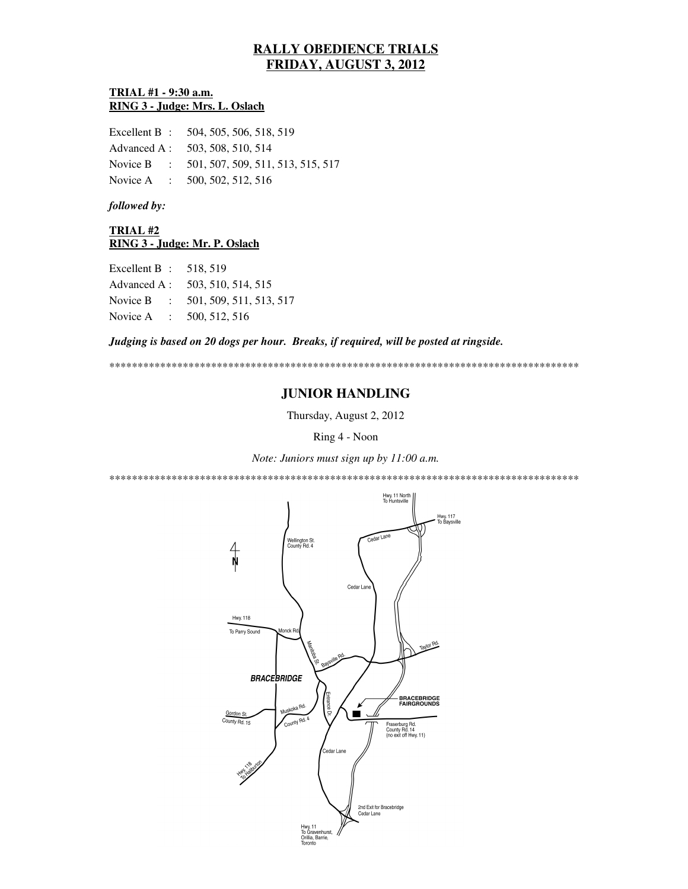## RALLY OBEDIENCE TRIALS
## FRIDAY, AUGUST 3, 2012

**TRIAL #1 - 9:30 a.m.**
**RING 3 - Judge: Mrs. L. Oslach**

Excellent B : 504, 505, 506, 518, 519
Advanced A : 503, 508, 510, 514
Novice B : 501, 507, 509, 511, 513, 515, 517
Novice A : 500, 502, 512, 516

***followed by:***

**TRIAL #2**
**RING 3 - Judge: Mr. P. Oslach**

Excellent B : 518, 519
Advanced A : 503, 510, 514, 515
Novice B : 501, 509, 511, 513, 517
Novice A : 500, 512, 516

***Judging is based on 20 dogs per hour. Breaks, if required, will be posted at ringside.***

************************************************************************************

## JUNIOR HANDLING

Thursday, August 2, 2012

Ring 4 - Noon

*Note: Juniors must sign up by 11:00 a.m.*

************************************************************************************

Hwy. 11 North
To Huntsville
Hwy. 117
To Baysville
Cedar Lane
Wellington St.
County Rd. 4
N
Cedar Lane
Hwy. 118
To Parry Sound
Monck Rd.
Manitoba St.
Baysville Rd.
Taylor Rd.
BRACEBRIDGE
Entrance Dr.
BRACEBRIDGE
FAIRGROUNDS
Gordon St.
County Rd. 15
Muskoka Rd.
County Rd. 4
Fraserburg Rd.
County Rd. 14
(no exit off Hwy. 11)
Cedar Lane
Hwy. 118
To Haliburton
2nd Exit for Bracebridge
Cedar Lane
Hwy. 11
To Gravenhurst,
Orillia, Barrie,
Toronto